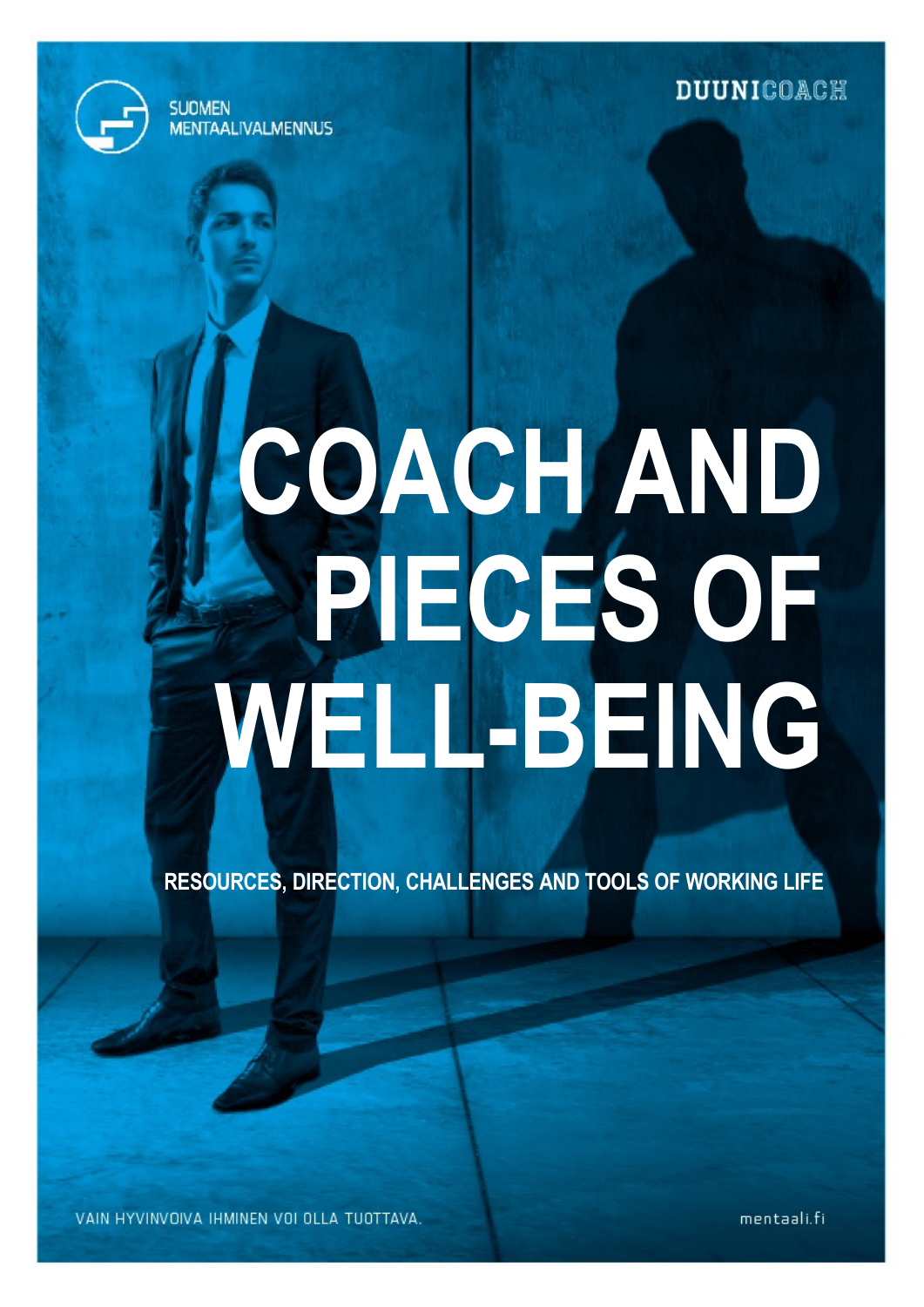SUOMEN MENTAALIVALMENNUS

DUUNICOACH

# COACH AND PIECES OF WELL-BEING

**RESOURCES, DIRECTION, CHALLENGES AND TOOLS OF WORKING LIFE**

VAIN HYVINVOIVA IHMINEN VOI OLLA TUOTTAVA.

mentaali.fi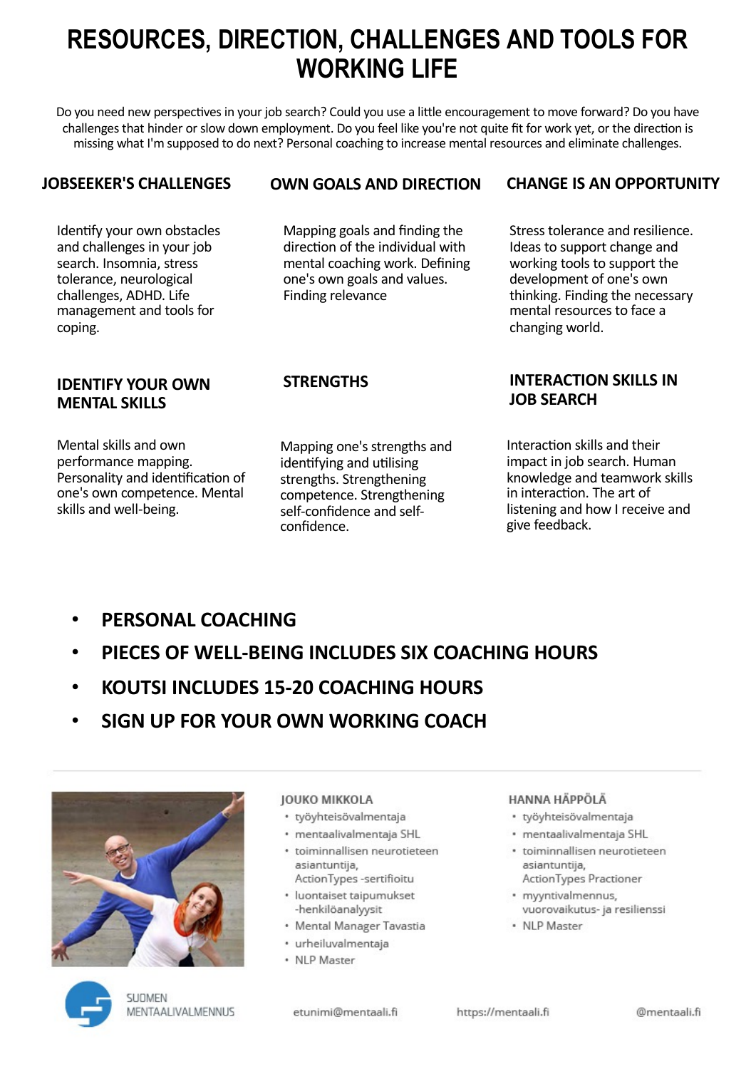# RESOURCES, DIRECTION, CHALLENGES AND TOOLS FOR WORKING LIFE

Do you need new perspectives in your job search? Could you use a little encouragement to move forward? Do you have challenges that hinder or slow down employment. Do you feel like you're not quite fit for work yet, or the direction is missing what I'm supposed to do next? Personal coaching to increase mental resources and eliminate challenges.

## JOBSEEKER'S CHALLENGES

Identify your own obstacles and challenges in your job search. Insomnia, stress tolerance, neurological challenges, ADHD. Life management and tools for coping.

## OWN GOALS AND DIRECTION

Mapping goals and finding the direction of the individual with mental coaching work. Defining one's own goals and values. Finding relevance

## CHANGE IS AN OPPORTUNITY

Stress tolerance and resilience. Ideas to support change and working tools to support the development of one's own thinking. Finding the necessary mental resources to face a changing world.

## IDENTIFY YOUR OWN MENTAL SKILLS

Mental skills and own performance mapping. Personality and identification of one's own competence. Mental skills and well-being.

## STRENGTHS

Mapping one's strengths and identifying and utilising strengths. Strengthening competence. Strengthening self-confidence and self-confidence.

## INTERACTION SKILLS IN JOB SEARCH

Interaction skills and their impact in job search. Human knowledge and teamwork skills in interaction. The art of listening and how I receive and give feedback.

- **PERSONAL COACHING**
- **PIECES OF WELL-BEING INCLUDES SIX COACHING HOURS**
- **KOUTSI INCLUDES 15-20 COACHING HOURS**
- **SIGN UP FOR YOUR OWN WORKING COACH**

**JOUKO MIKKOLA**

- työyhteisövalmentaja
- mentaalivalmentaja SHL
- toiminnallisen neurotieteen asiantuntija, ActionTypes -sertifioitu
- luontaiset taipumukset -henkilöanalyysit
- Mental Manager Tavastia
- urheiluvalmentaja
- NLP Master

**HANNA HÄPPÖLÄ**

- työyhteisövalmentaja
- mentaalivalmentaja SHL
- toiminnallisen neurotieteen asiantuntija, ActionTypes Practioner
- myyntivalmennus, vuorovaikutus- ja resilienssi
- NLP Master

SUOMEN MENTAALIVALMENNUS

etunimi@mentaali.fi https://mentaali.fi @mentaali.fi